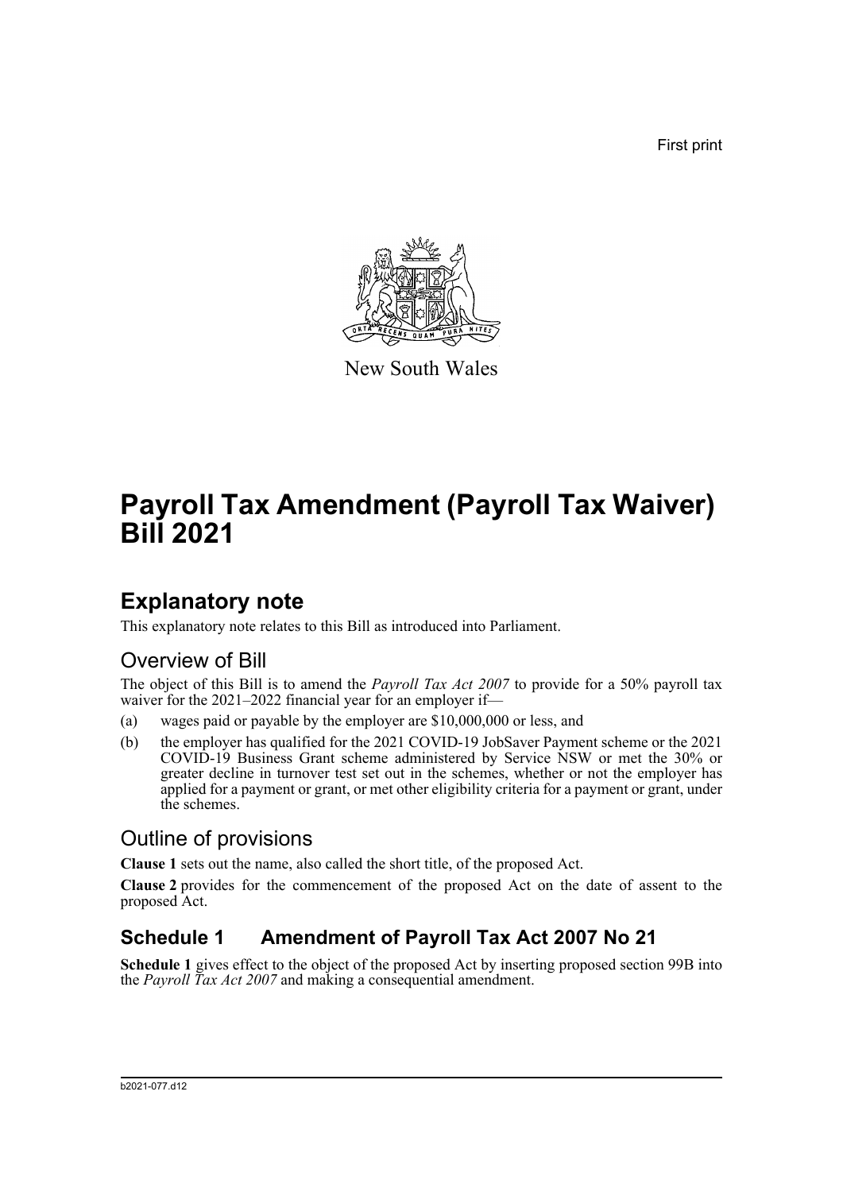First print

New South Wales

# Payroll Tax Amendment (Payroll Tax Waiver) Bill 2021

## Explanatory note

This explanatory note relates to this Bill as introduced into Parliament.

### Overview of Bill

The object of this Bill is to amend the *Payroll Tax Act 2007* to provide for a 50% payroll tax waiver for the 2021–2022 financial year for an employer if—

(a) wages paid or payable by the employer are $10,000,000 or less, and

(b) the employer has qualified for the 2021 COVID-19 JobSaver Payment scheme or the 2021 COVID-19 Business Grant scheme administered by Service NSW or met the 30% or greater decline in turnover test set out in the schemes, whether or not the employer has applied for a payment or grant, or met other eligibility criteria for a payment or grant, under the schemes.

### Outline of provisions

**Clause 1** sets out the name, also called the short title, of the proposed Act.

**Clause 2** provides for the commencement of the proposed Act on the date of assent to the proposed Act.

## Schedule 1 Amendment of Payroll Tax Act 2007 No 21

**Schedule 1** gives effect to the object of the proposed Act by inserting proposed section 99B into the *Payroll Tax Act 2007* and making a consequential amendment.

b2021-077.d12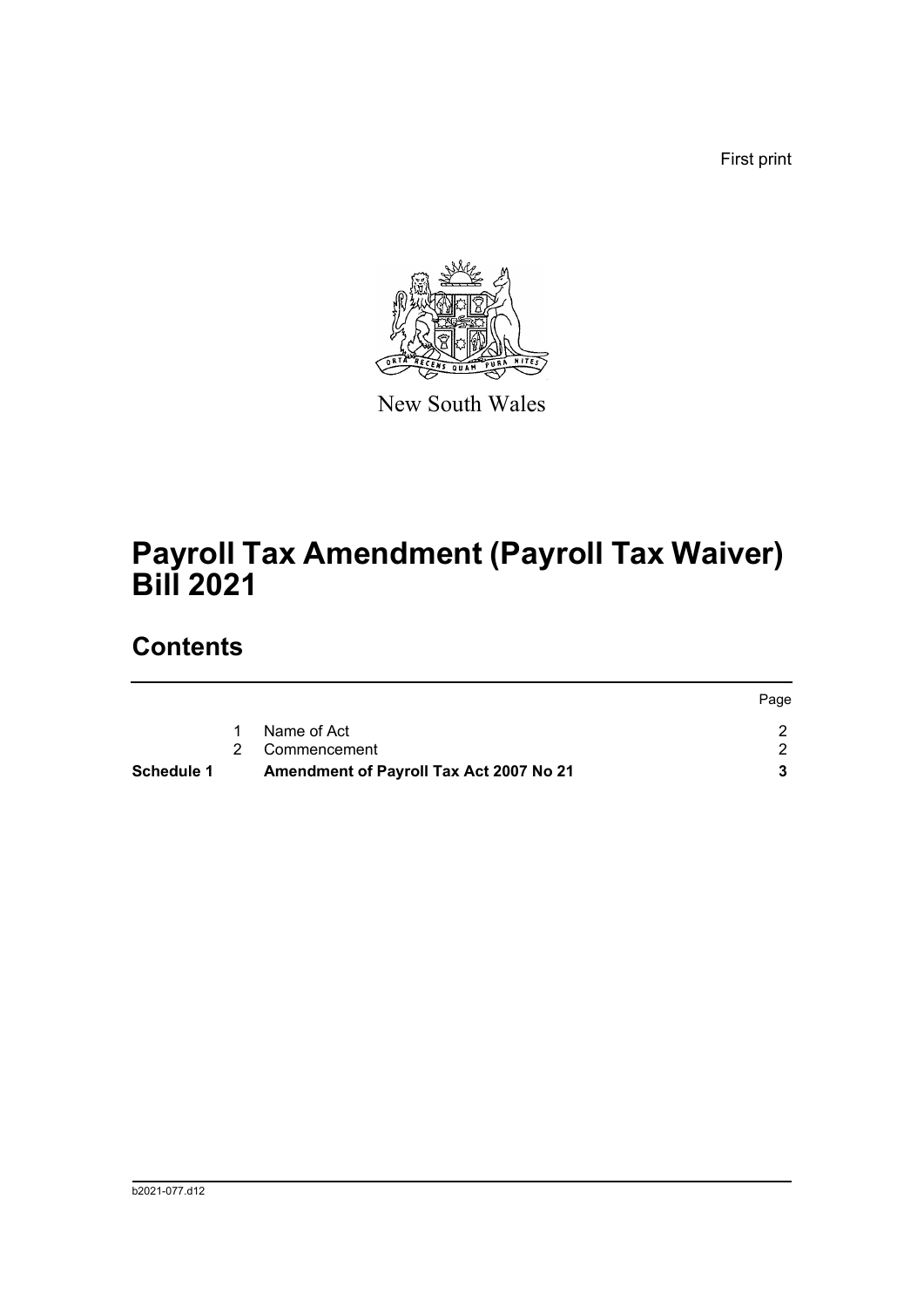First print

New South Wales

# Payroll Tax Amendment (Payroll Tax Waiver) Bill 2021

## Contents

| | | | Page |
|---|---|---|---|
| | 1 | Name of Act | 2 |
| | 2 | Commencement | 2 |
| **Schedule 1** | | **Amendment of Payroll Tax Act 2007 No 21** | **3** |

b2021-077.d12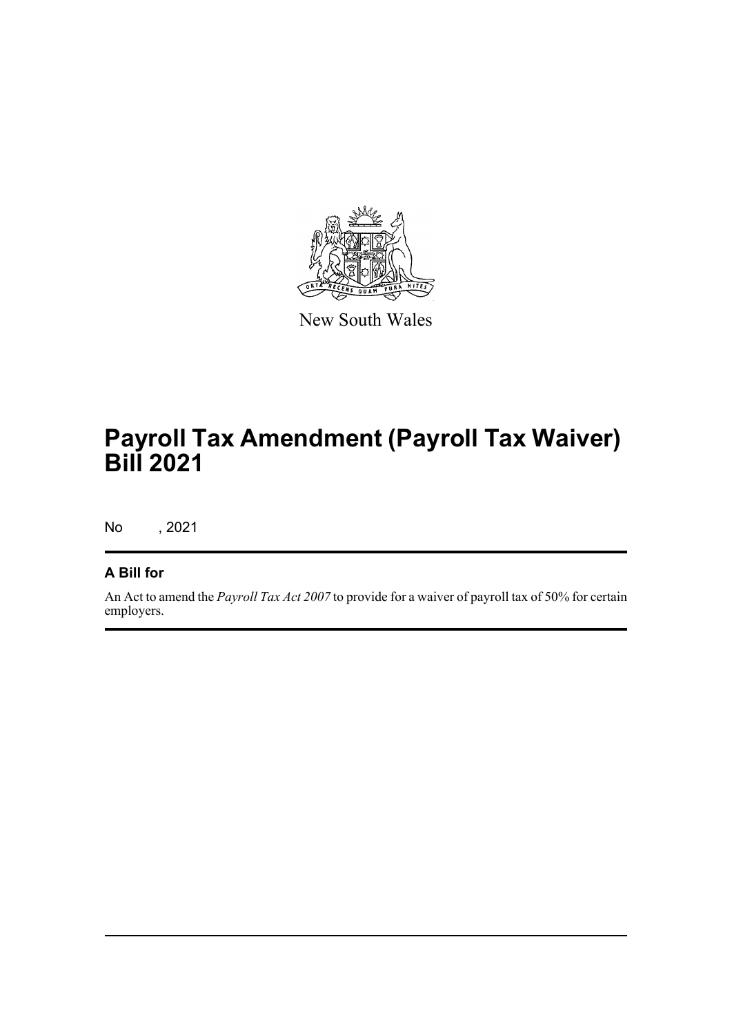New South Wales

# Payroll Tax Amendment (Payroll Tax Waiver) Bill 2021

No , 2021

## A Bill for

An Act to amend the *Payroll Tax Act 2007* to provide for a waiver of payroll tax of 50% for certain employers.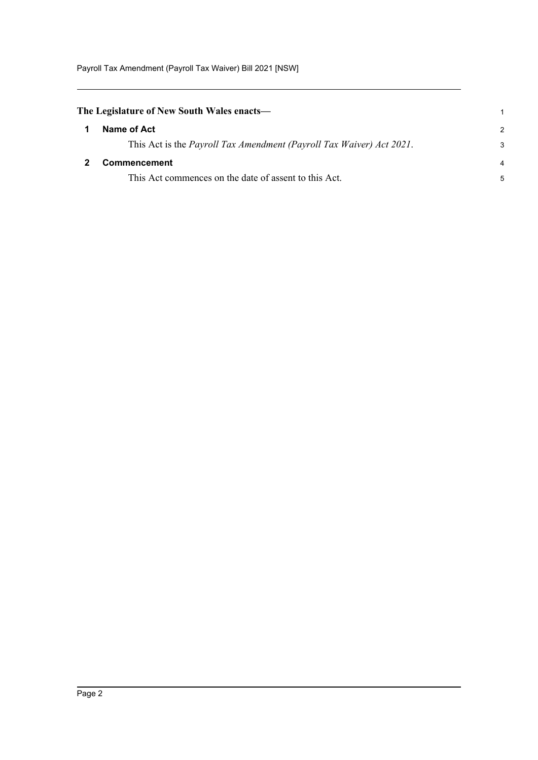**The Legislature of New South Wales enacts—**

## 1 Name of Act

This Act is the *Payroll Tax Amendment (Payroll Tax Waiver) Act 2021*.

## 2 Commencement

This Act commences on the date of assent to this Act.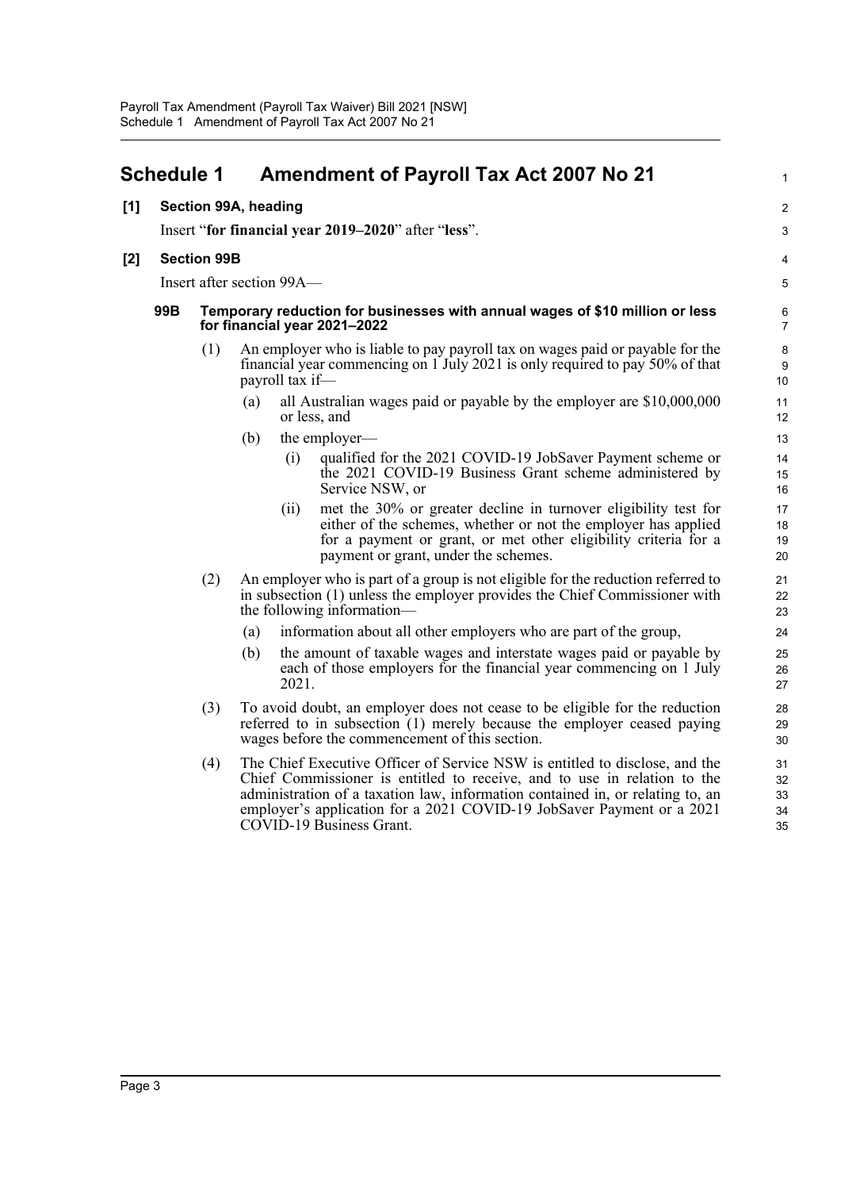# Schedule 1 Amendment of Payroll Tax Act 2007 No 21

**[1] Section 99A, heading**

Insert "**for financial year 2019–2020**" after "**less**".

**[2] Section 99B**

Insert after section 99A—

### 99B Temporary reduction for businesses with annual wages of $10 million or less for financial year 2021–2022

(1) An employer who is liable to pay payroll tax on wages paid or payable for the financial year commencing on 1 July 2021 is only required to pay 50% of that payroll tax if—

- (a) all Australian wages paid or payable by the employer are $10,000,000 or less, and
- (b) the employer—
  - (i) qualified for the 2021 COVID-19 JobSaver Payment scheme or the 2021 COVID-19 Business Grant scheme administered by Service NSW, or
  - (ii) met the 30% or greater decline in turnover eligibility test for either of the schemes, whether or not the employer has applied for a payment or grant, or met other eligibility criteria for a payment or grant, under the schemes.

(2) An employer who is part of a group is not eligible for the reduction referred to in subsection (1) unless the employer provides the Chief Commissioner with the following information—

- (a) information about all other employers who are part of the group,
- (b) the amount of taxable wages and interstate wages paid or payable by each of those employers for the financial year commencing on 1 July 2021.

(3) To avoid doubt, an employer does not cease to be eligible for the reduction referred to in subsection (1) merely because the employer ceased paying wages before the commencement of this section.

(4) The Chief Executive Officer of Service NSW is entitled to disclose, and the Chief Commissioner is entitled to receive, and to use in relation to the administration of a taxation law, information contained in, or relating to, an employer's application for a 2021 COVID-19 JobSaver Payment or a 2021 COVID-19 Business Grant.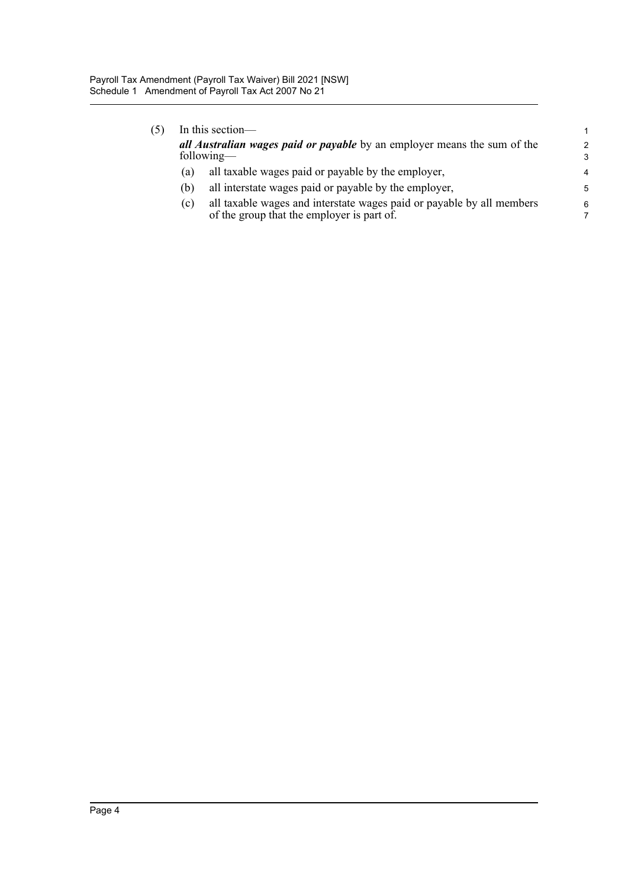(5) In this section—

***all Australian wages paid or payable*** by an employer means the sum of the following—

(a) all taxable wages paid or payable by the employer,

(b) all interstate wages paid or payable by the employer,

(c) all taxable wages and interstate wages paid or payable by all members of the group that the employer is part of.